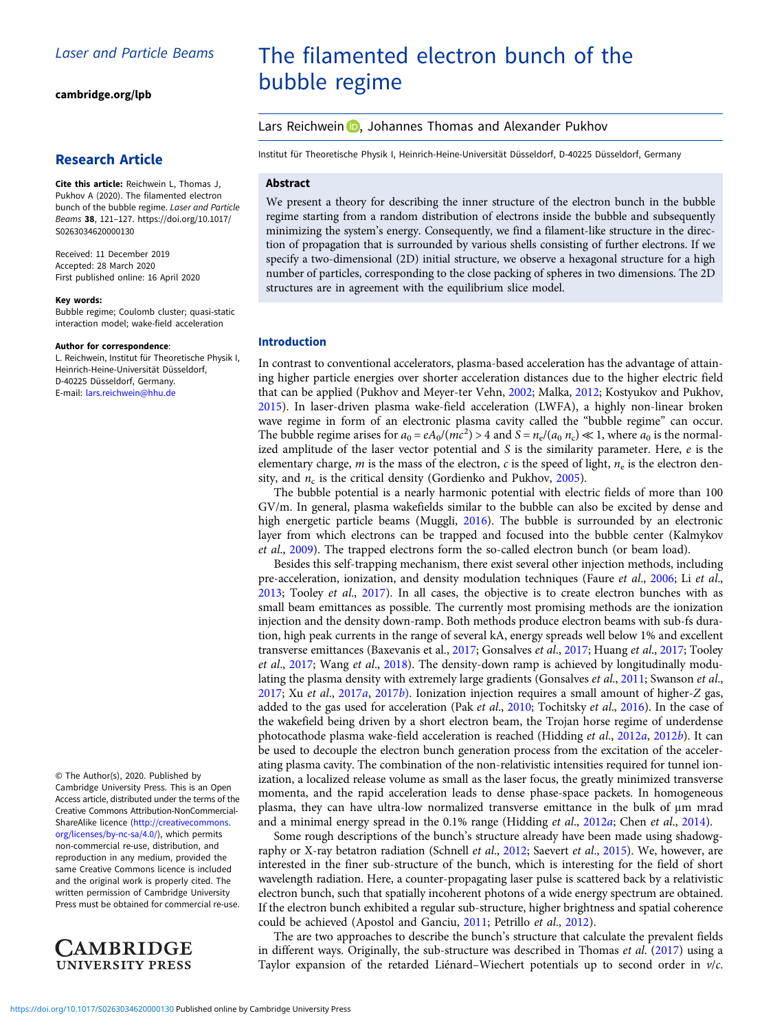Laser and Particle Beams

cambridge.org/lpb

## Research Article

**Cite this article:** Reichwein L, Thomas J, Pukhov A (2020). The filamented electron bunch of the bubble regime. *Laser and Particle Beams* **38**, 121–127. https://doi.org/10.1017/S0263034620000130

Received: 11 December 2019
Accepted: 28 March 2020
First published online: 16 April 2020

**Key words:**
Bubble regime; Coulomb cluster; quasi-static interaction model; wake-field acceleration

**Author for correspondence:**
L. Reichwein, Institut für Theoretische Physik I, Heinrich-Heine-Universität Düsseldorf, D-40225 Düsseldorf, Germany.
E-mail: lars.reichwein@hhu.de

© The Author(s), 2020. Published by Cambridge University Press. This is an Open Access article, distributed under the terms of the Creative Commons Attribution-NonCommercial-ShareAlike licence (http://creativecommons.org/licenses/by-nc-sa/4.0/), which permits non-commercial re-use, distribution, and reproduction in any medium, provided the same Creative Commons licence is included and the original work is properly cited. The written permission of Cambridge University Press must be obtained for commercial re-use.

# The filamented electron bunch of the bubble regime

Lars Reichwein, Johannes Thomas and Alexander Pukhov

Institut für Theoretische Physik I, Heinrich-Heine-Universität Düsseldorf, D-40225 Düsseldorf, Germany

## Abstract

We present a theory for describing the inner structure of the electron bunch in the bubble regime starting from a random distribution of electrons inside the bubble and subsequently minimizing the system's energy. Consequently, we find a filament-like structure in the direction of propagation that is surrounded by various shells consisting of further electrons. If we specify a two-dimensional (2D) initial structure, we observe a hexagonal structure for a high number of particles, corresponding to the close packing of spheres in two dimensions. The 2D structures are in agreement with the equilibrium slice model.

## Introduction

In contrast to conventional accelerators, plasma-based acceleration has the advantage of attaining higher particle energies over shorter acceleration distances due to the higher electric field that can be applied (Pukhov and Meyer-ter Vehn, 2002; Malka, 2012; Kostyukov and Pukhov, 2015). In laser-driven plasma wake-field acceleration (LWFA), a highly non-linear broken wave regime in form of an electronic plasma cavity called the "bubble regime" can occur. The bubble regime arises for $a_0 = eA_0/(mc^2) > 4$ and $S = n_e/(a_0\, n_c) \ll 1$, where $a_0$ is the normalized amplitude of the laser vector potential and $S$ is the similarity parameter. Here, $e$ is the elementary charge, $m$ is the mass of the electron, $c$ is the speed of light, $n_e$ is the electron density, and $n_c$ is the critical density (Gordienko and Pukhov, 2005).

The bubble potential is a nearly harmonic potential with electric fields of more than 100 GV/m. In general, plasma wakefields similar to the bubble can also be excited by dense and high energetic particle beams (Muggli, 2016). The bubble is surrounded by an electronic layer from which electrons can be trapped and focused into the bubble center (Kalmykov *et al.*, 2009). The trapped electrons form the so-called electron bunch (or beam load).

Besides this self-trapping mechanism, there exist several other injection methods, including pre-acceleration, ionization, and density modulation techniques (Faure *et al.*, 2006; Li *et al.*, 2013; Tooley *et al.*, 2017). In all cases, the objective is to create electron bunches with as small beam emittances as possible. The currently most promising methods are the ionization injection and the density down-ramp. Both methods produce electron beams with sub-fs duration, high peak currents in the range of several kA, energy spreads well below 1% and excellent transverse emittances (Baxevanis et al., 2017; Gonsalves *et al.*, 2017; Huang *et al.*, 2017; Tooley *et al.*, 2017; Wang *et al.*, 2018). The density-down ramp is achieved by longitudinally modulating the plasma density with extremely large gradients (Gonsalves *et al.*, 2011; Swanson *et al.*, 2017; Xu *et al.*, 2017*a*, 2017*b*). Ionization injection requires a small amount of higher-$Z$ gas, added to the gas used for acceleration (Pak *et al.*, 2010; Tochitsky *et al.*, 2016). In the case of the wakefield being driven by a short electron beam, the Trojan horse regime of underdense photocathode plasma wake-field acceleration is reached (Hidding *et al.*, 2012*a*, 2012*b*). It can be used to decouple the electron bunch generation process from the excitation of the accelerating plasma cavity. The combination of the non-relativistic intensities required for tunnel ionization, a localized release volume as small as the laser focus, the greatly minimized transverse momenta, and the rapid acceleration leads to dense phase-space packets. In homogeneous plasma, they can have ultra-low normalized transverse emittance in the bulk of µm mrad and a minimal energy spread in the 0.1% range (Hidding *et al.*, 2012*a*; Chen *et al.*, 2014).

Some rough descriptions of the bunch's structure already have been made using shadowgraphy or X-ray betatron radiation (Schnell *et al.*, 2012; Saevert *et al.*, 2015). We, however, are interested in the finer sub-structure of the bunch, which is interesting for the field of short wavelength radiation. Here, a counter-propagating laser pulse is scattered back by a relativistic electron bunch, such that spatially incoherent photons of a wide energy spectrum are obtained. If the electron bunch exhibited a regular sub-structure, higher brightness and spatial coherence could be achieved (Apostol and Ganciu, 2011; Petrillo *et al.*, 2012).

The are two approaches to describe the bunch's structure that calculate the prevalent fields in different ways. Originally, the sub-structure was described in Thomas *et al.* (2017) using a Taylor expansion of the retarded Liénard–Wiechert potentials up to second order in $v/c$.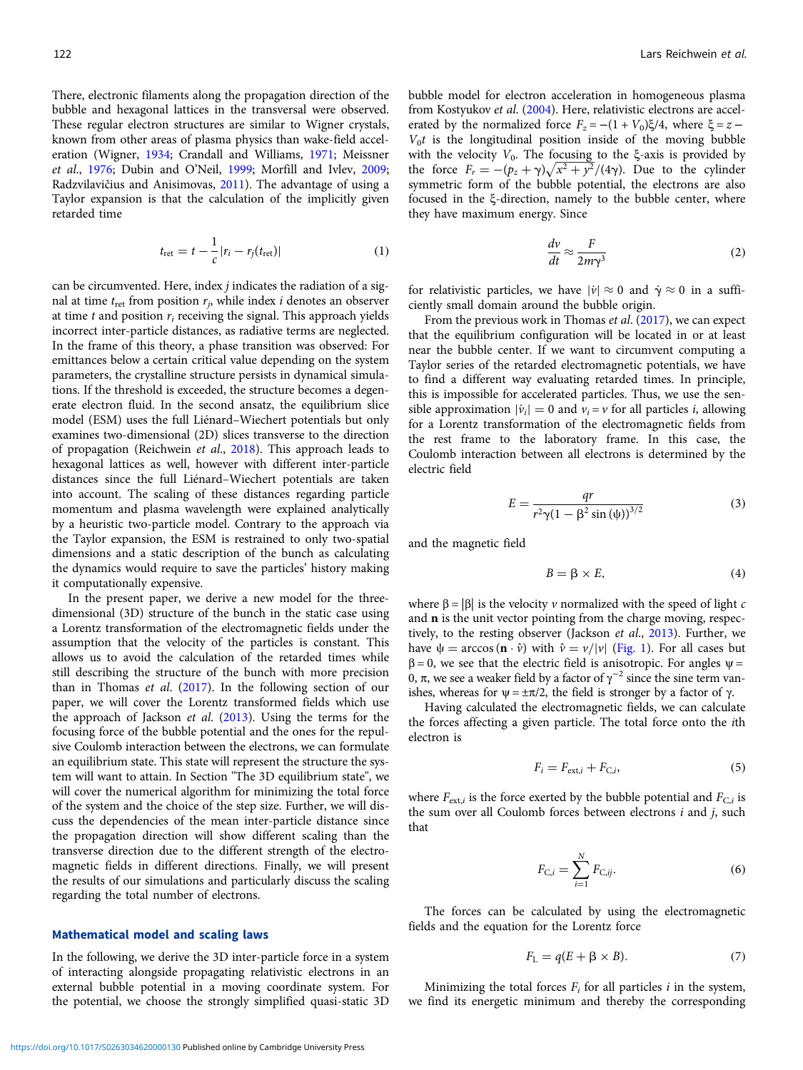There, electronic filaments along the propagation direction of the bubble and hexagonal lattices in the transversal were observed. These regular electron structures are similar to Wigner crystals, known from other areas of plasma physics than wake-field acceleration (Wigner, 1934; Crandall and Williams, 1971; Meissner *et al.*, 1976; Dubin and O'Neil, 1999; Morfill and Ivlev, 2009; Radzvilavičius and Anisimovas, 2011). The advantage of using a Taylor expansion is that the calculation of the implicitly given retarded time

$$t_{\text{ret}} = t - \frac{1}{c}|r_i - r_j(t_{\text{ret}})| \tag{1}$$

can be circumvented. Here, index $j$ indicates the radiation of a signal at time $t_{\text{ret}}$ from position $r_j$, while index $i$ denotes an observer at time $t$ and position $r_i$ receiving the signal. This approach yields incorrect inter-particle distances, as radiative terms are neglected. In the frame of this theory, a phase transition was observed: For emittances below a certain critical value depending on the system parameters, the crystalline structure persists in dynamical simulations. If the threshold is exceeded, the structure becomes a degenerate electron fluid. In the second ansatz, the equilibrium slice model (ESM) uses the full Liénard–Wiechert potentials but only examines two-dimensional (2D) slices transverse to the direction of propagation (Reichwein *et al.*, 2018). This approach leads to hexagonal lattices as well, however with different inter-particle distances since the full Liénard–Wiechert potentials are taken into account. The scaling of these distances regarding particle momentum and plasma wavelength were explained analytically by a heuristic two-particle model. Contrary to the approach via the Taylor expansion, the ESM is restrained to only two-spatial dimensions and a static description of the bunch as calculating the dynamics would require to save the particles' history making it computationally expensive.

In the present paper, we derive a new model for the three-dimensional (3D) structure of the bunch in the static case using a Lorentz transformation of the electromagnetic fields under the assumption that the velocity of the particles is constant. This allows us to avoid the calculation of the retarded times while still describing the structure of the bunch with more precision than in Thomas *et al.* (2017). In the following section of our paper, we will cover the Lorentz transformed fields which use the approach of Jackson *et al.* (2013). Using the terms for the focusing force of the bubble potential and the ones for the repulsive Coulomb interaction between the electrons, we can formulate an equilibrium state. This state will represent the structure the system will want to attain. In Section "The 3D equilibrium state", we will cover the numerical algorithm for minimizing the total force of the system and the choice of the step size. Further, we will discuss the dependencies of the mean inter-particle distance since the propagation direction will show different scaling than the transverse direction due to the different strength of the electromagnetic fields in different directions. Finally, we will present the results of our simulations and particularly discuss the scaling regarding the total number of electrons.

## Mathematical model and scaling laws

In the following, we derive the 3D inter-particle force in a system of interacting alongside propagating relativistic electrons in an external bubble potential in a moving coordinate system. For the potential, we choose the strongly simplified quasi-static 3D bubble model for electron acceleration in homogeneous plasma from Kostyukov *et al.* (2004). Here, relativistic electrons are accelerated by the normalized force $F_z = -(1 + V_0)\xi/4$, where $\xi = z - V_0 t$ is the longitudinal position inside of the moving bubble with the velocity $V_0$. The focusing to the $\xi$-axis is provided by the force $F_r = -(p_z + \gamma)\sqrt{x^2 + y^2}/(4\gamma)$. Due to the cylinder symmetric form of the bubble potential, the electrons are also focused in the $\xi$-direction, namely to the bubble center, where they have maximum energy. Since

$$\frac{dv}{dt} \approx \frac{F}{2m\gamma^3} \tag{2}$$

for relativistic particles, we have $|\dot{v}| \approx 0$ and $\dot{\gamma} \approx 0$ in a sufficiently small domain around the bubble origin.

From the previous work in Thomas *et al.* (2017), we can expect that the equilibrium configuration will be located in or at least near the bubble center. If we want to circumvent computing a Taylor series of the retarded electromagnetic potentials, we have to find a different way evaluating retarded times. In principle, this is impossible for accelerated particles. Thus, we use the sensible approximation $|\dot{v}_i| = 0$ and $v_i = v$ for all particles $i$, allowing for a Lorentz transformation of the electromagnetic fields from the rest frame to the laboratory frame. In this case, the Coulomb interaction between all electrons is determined by the electric field

$$E = \frac{qr}{r^2\gamma(1 - \beta^2 \sin(\psi))^{3/2}} \tag{3}$$

and the magnetic field

$$B = \beta \times E, \tag{4}$$

where $\beta = |\beta|$ is the velocity $v$ normalized with the speed of light $c$ and $\mathbf{n}$ is the unit vector pointing from the charge moving, respectively, to the resting observer (Jackson *et al.*, 2013). Further, we have $\psi = \arccos(\mathbf{n} \cdot \hat{v})$ with $\hat{v} = v/|v|$ (Fig. 1). For all cases but $\beta = 0$, we see that the electric field is anisotropic. For angles $\psi = 0, \pi$, we see a weaker field by a factor of $\gamma^{-2}$ since the sine term vanishes, whereas for $\psi = \pm\pi/2$, the field is stronger by a factor of $\gamma$.

Having calculated the electromagnetic fields, we can calculate the forces affecting a given particle. The total force onto the $i$th electron is

$$F_i = F_{\text{ext},i} + F_{\text{C},i}, \tag{5}$$

where $F_{\text{ext},i}$ is the force exerted by the bubble potential and $F_{\text{C},i}$ is the sum over all Coulomb forces between electrons $i$ and $j$, such that

$$F_{\text{C},i} = \sum_{i=1}^{N} F_{\text{C},ij}. \tag{6}$$

The forces can be calculated by using the electromagnetic fields and the equation for the Lorentz force

$$F_{\text{L}} = q(E + \beta \times B). \tag{7}$$

Minimizing the total forces $F_i$ for all particles $i$ in the system, we find its energetic minimum and thereby the corresponding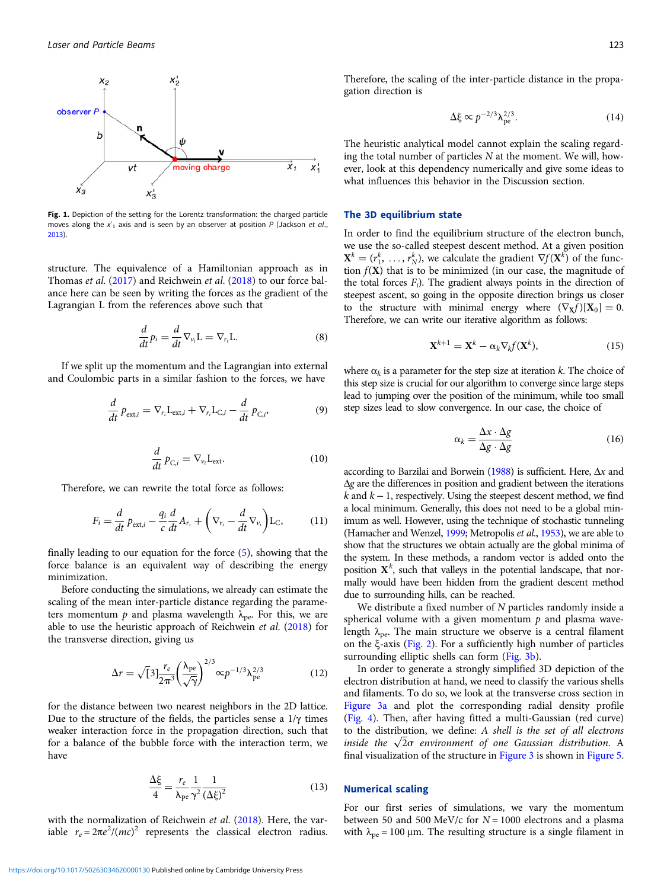Fig. 1. Depiction of the setting for the Lorentz transformation: the charged particle moves along the $x'_1$ axis and is seen by an observer at position $P$ (Jackson *et al.*, 2013).

structure. The equivalence of a Hamiltonian approach as in Thomas *et al.* (2017) and Reichwein *et al.* (2018) to our force balance here can be seen by writing the forces as the gradient of the Lagrangian L from the references above such that

$$\frac{d}{dt}p_i = \frac{d}{dt}\nabla_{v_i}\mathrm{L} = \nabla_{r_i}\mathrm{L}. \tag{8}$$

If we split up the momentum and the Lagrangian into external and Coulombic parts in a similar fashion to the forces, we have

$$\frac{d}{dt}\,p_{\mathrm{ext},i} = \nabla_{r_i}\mathrm{L}_{\mathrm{ext},i} + \nabla_{r_i}\mathrm{L}_{\mathrm{C},i} - \frac{d}{dt}\,p_{\mathrm{C},i}, \tag{9}$$

$$\frac{d}{dt}\,p_{\mathrm{C},i} = \nabla_{v_i}\mathrm{L}_{\mathrm{ext}}. \tag{10}$$

Therefore, we can rewrite the total force as follows:

$$F_i = \frac{d}{dt}\,p_{\mathrm{ext},i} - \frac{q_i}{c}\frac{d}{dt}A_{r_i} + \left(\nabla_{r_i} - \frac{d}{dt}\nabla_{v_i}\right)\mathrm{L}_{\mathrm{C}}, \tag{11}$$

finally leading to our equation for the force (5), showing that the force balance is an equivalent way of describing the energy minimization.

Before conducting the simulations, we already can estimate the scaling of the mean inter-particle distance regarding the parameters momentum $p$ and plasma wavelength $\lambda_{\mathrm{pe}}$. For this, we are able to use the heuristic approach of Reichwein *et al.* (2018) for the transverse direction, giving us

$$\Delta r = \sqrt[3]{3}\frac{r_e}{2\pi^3}\left(\frac{\lambda_{\mathrm{pe}}}{\sqrt{\gamma}}\right)^{2/3} \propto p^{-1/3}\lambda_{\mathrm{pe}}^{2/3} \tag{12}$$

for the distance between two nearest neighbors in the 2D lattice. Due to the structure of the fields, the particles sense a $1/\gamma$ times weaker interaction force in the propagation direction, such that for a balance of the bubble force with the interaction term, we have

$$\frac{\Delta\xi}{4} = \frac{r_e}{\lambda_{\mathrm{pe}}}\frac{1}{\gamma^2}\frac{1}{(\Delta\xi)^2} \tag{13}$$

with the normalization of Reichwein *et al.* (2018). Here, the variable $r_e = 2\pi e^2/(mc)^2$ represents the classical electron radius. Therefore, the scaling of the inter-particle distance in the propagation direction is

$$\Delta\xi \propto p^{-2/3}\lambda_{\mathrm{pe}}^{2/3}. \tag{14}$$

The heuristic analytical model cannot explain the scaling regarding the total number of particles $N$ at the moment. We will, however, look at this dependency numerically and give some ideas to what influences this behavior in the Discussion section.

## The 3D equilibrium state

In order to find the equilibrium structure of the electron bunch, we use the so-called steepest descent method. At a given position $\mathbf{X}^k = (r_1^k, \ldots, r_N^k)$, we calculate the gradient $\nabla f(\mathbf{X}^k)$ of the function $f(\mathbf{X})$ that is to be minimized (in our case, the magnitude of the total forces $F_i$). The gradient always points in the direction of steepest ascent, so going in the opposite direction brings us closer to the structure with minimal energy where $(\nabla_{\mathbf{X}}f)[\mathbf{X}_0] = 0$. Therefore, we can write our iterative algorithm as follows:

$$\mathbf{X}^{k+1} = \mathbf{X}^k - \alpha_k\nabla_k f(\mathbf{X}^k), \tag{15}$$

where $\alpha_k$ is a parameter for the step size at iteration $k$. The choice of this step size is crucial for our algorithm to converge since large steps lead to jumping over the position of the minimum, while too small step sizes lead to slow convergence. In our case, the choice of

$$\alpha_k = \frac{\Delta x\cdot\Delta g}{\Delta g\cdot\Delta g} \tag{16}$$

according to Barzilai and Borwein (1988) is sufficient. Here, $\Delta x$ and $\Delta g$ are the differences in position and gradient between the iterations $k$ and $k-1$, respectively. Using the steepest descent method, we find a local minimum. Generally, this does not need to be a global minimum as well. However, using the technique of stochastic tunneling (Hamacher and Wenzel, 1999; Metropolis *et al.*, 1953), we are able to show that the structures we obtain actually are the global minima of the system. In these methods, a random vector is added onto the position $\mathbf{X}^k$, such that valleys in the potential landscape, that normally would have been hidden from the gradient descent method due to surrounding hills, can be reached.

We distribute a fixed number of $N$ particles randomly inside a spherical volume with a given momentum $p$ and plasma wavelength $\lambda_{\mathrm{pe}}$. The main structure we observe is a central filament on the $\xi$-axis (Fig. 2). For a sufficiently high number of particles surrounding elliptic shells can form (Fig. 3b).

In order to generate a strongly simplified 3D depiction of the electron distribution at hand, we need to classify the various shells and filaments. To do so, we look at the transverse cross section in Figure 3a and plot the corresponding radial density profile (Fig. 4). Then, after having fitted a multi-Gaussian (red curve) to the distribution, we define: *A shell is the set of all electrons inside the* $\sqrt{2}\sigma$ *environment of one Gaussian distribution.* A final visualization of the structure in Figure 3 is shown in Figure 5.

## Numerical scaling

For our first series of simulations, we vary the momentum between 50 and 500 MeV/c for $N = 1000$ electrons and a plasma with $\lambda_{\mathrm{pe}} = 100\ \mu\mathrm{m}$. The resulting structure is a single filament in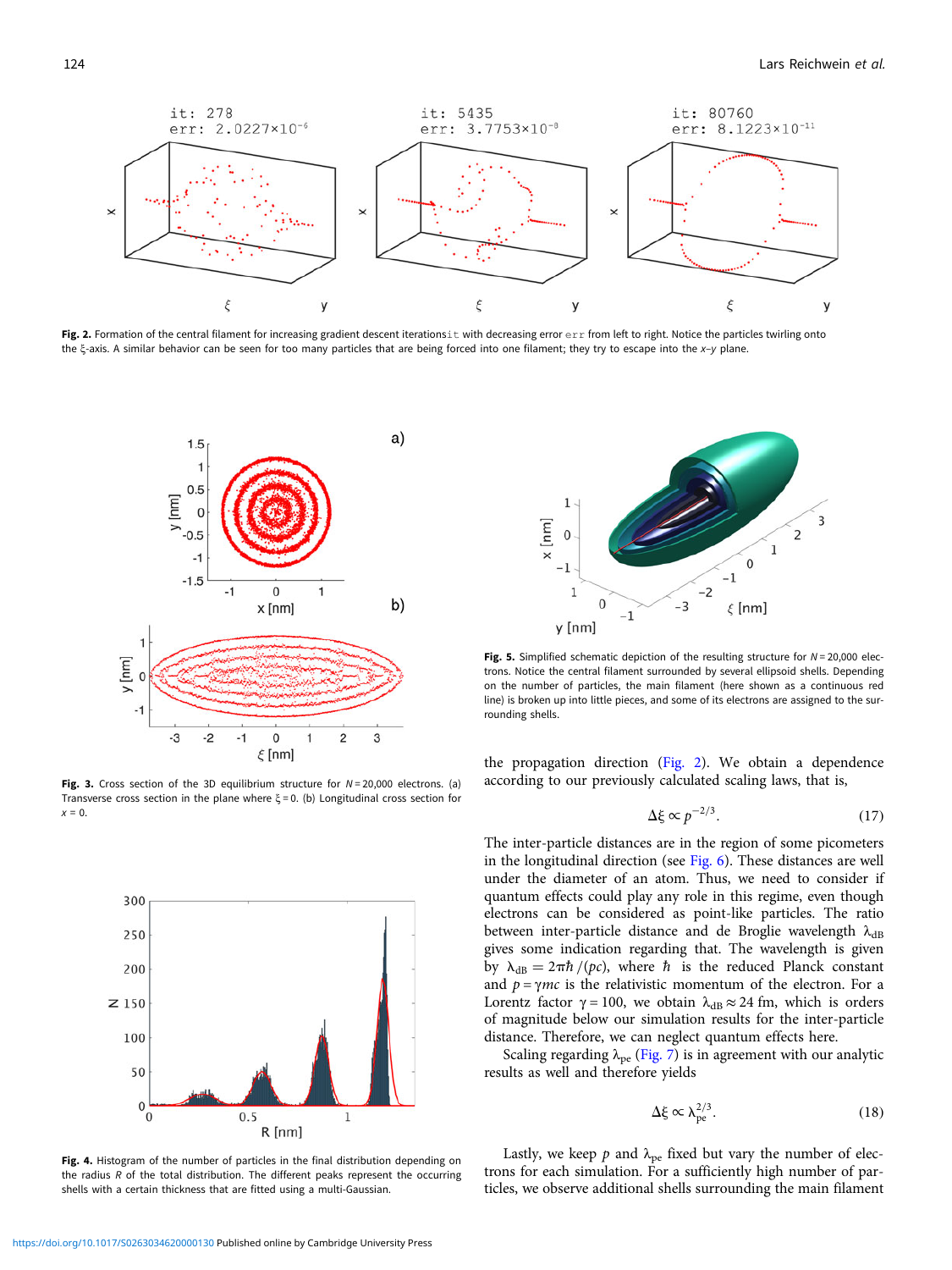**Fig. 2.** Formation of the central filament for increasing gradient descent iterations `it` with decreasing error `err` from left to right. Notice the particles twirling onto the ξ-axis. A similar behavior can be seen for too many particles that are being forced into one filament; they try to escape into the $x$–$y$ plane.

**Fig. 3.** Cross section of the 3D equilibrium structure for $N = 20{,}000$ electrons. (a) Transverse cross section in the plane where $\xi = 0$. (b) Longitudinal cross section for $x = 0$.

**Fig. 4.** Histogram of the number of particles in the final distribution depending on the radius $R$ of the total distribution. The different peaks represent the occurring shells with a certain thickness that are fitted using a multi-Gaussian.

**Fig. 5.** Simplified schematic depiction of the resulting structure for $N = 20{,}000$ electrons. Notice the central filament surrounded by several ellipsoid shells. Depending on the number of particles, the main filament (here shown as a continuous red line) is broken up into little pieces, and some of its electrons are assigned to the surrounding shells.

the propagation direction (Fig. 2). We obtain a dependence according to our previously calculated scaling laws, that is,

$$\Delta\xi \propto p^{-2/3}. \tag{17}$$

The inter-particle distances are in the region of some picometers in the longitudinal direction (see Fig. 6). These distances are well under the diameter of an atom. Thus, we need to consider if quantum effects could play any role in this regime, even though electrons can be considered as point-like particles. The ratio between inter-particle distance and de Broglie wavelength $\lambda_{dB}$ gives some indication regarding that. The wavelength is given by $\lambda_{dB} = 2\pi\hbar/(pc)$, where $\hbar$ is the reduced Planck constant and $p = \gamma mc$ is the relativistic momentum of the electron. For a Lorentz factor $\gamma = 100$, we obtain $\lambda_{dB} \approx 24$ fm, which is orders of magnitude below our simulation results for the inter-particle distance. Therefore, we can neglect quantum effects here.

Scaling regarding $\lambda_{pe}$ (Fig. 7) is in agreement with our analytic results as well and therefore yields

$$\Delta\xi \propto \lambda_{pe}^{2/3}. \tag{18}$$

Lastly, we keep $p$ and $\lambda_{pe}$ fixed but vary the number of electrons for each simulation. For a sufficiently high number of particles, we observe additional shells surrounding the main filament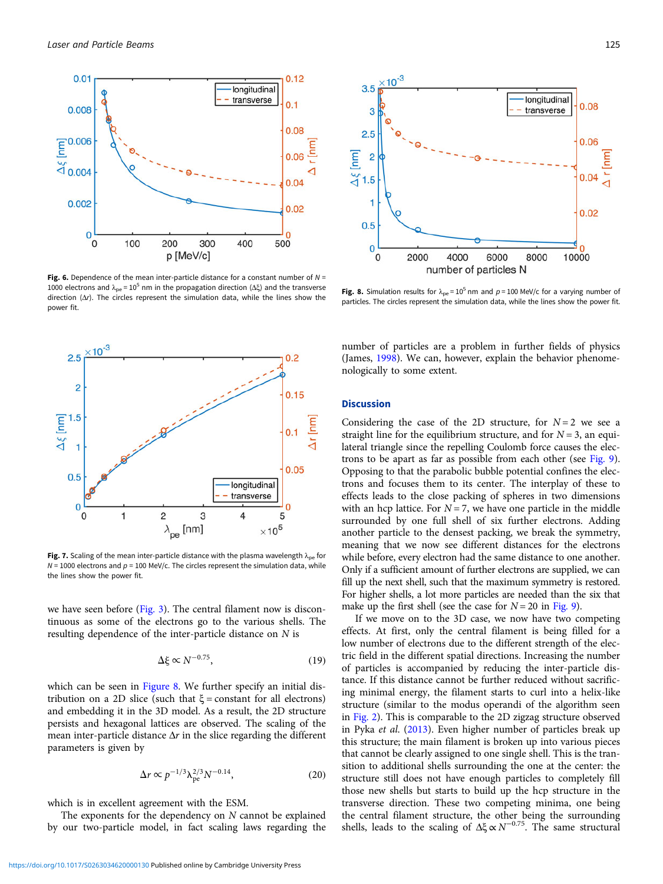Fig. 6. Dependence of the mean inter-particle distance for a constant number of $N$ = 1000 electrons and $\lambda_{pe} = 10^5$ nm in the propagation direction ($\Delta\xi$) and the transverse direction ($\Delta r$). The circles represent the simulation data, while the lines show the power fit.

Fig. 8. Simulation results for $\lambda_{pe} = 10^5$ nm and $p$ = 100 MeV/c for a varying number of particles. The circles represent the simulation data, while the lines show the power fit.

Fig. 7. Scaling of the mean inter-particle distance with the plasma wavelength $\lambda_{pe}$ for $N$ = 1000 electrons and $p$ = 100 MeV/c. The circles represent the simulation data, while the lines show the power fit.

we have seen before (Fig. 3). The central filament now is discontinuous as some of the electrons go to the various shells. The resulting dependence of the inter-particle distance on $N$ is

$$\Delta\xi \propto N^{-0.75}, \tag{19}$$

which can be seen in Figure 8. We further specify an initial distribution on a 2D slice (such that $\xi$ = constant for all electrons) and embedding it in the 3D model. As a result, the 2D structure persists and hexagonal lattices are observed. The scaling of the mean inter-particle distance $\Delta r$ in the slice regarding the different parameters is given by

$$\Delta r \propto p^{-1/3}\lambda_{pe}^{2/3}N^{-0.14}, \tag{20}$$

which is in excellent agreement with the ESM.

The exponents for the dependency on $N$ cannot be explained by our two-particle model, in fact scaling laws regarding the number of particles are a problem in further fields of physics (James, 1998). We can, however, explain the behavior phenomenologically to some extent.

## Discussion

Considering the case of the 2D structure, for $N = 2$ we see a straight line for the equilibrium structure, and for $N = 3$, an equilateral triangle since the repelling Coulomb force causes the electrons to be apart as far as possible from each other (see Fig. 9). Opposing to that the parabolic bubble potential confines the electrons and focuses them to its center. The interplay of these to effects leads to the close packing of spheres in two dimensions with an hcp lattice. For $N = 7$, we have one particle in the middle surrounded by one full shell of six further electrons. Adding another particle to the densest packing, we break the symmetry, meaning that we now see different distances for the electrons while before, every electron had the same distance to one another. Only if a sufficient amount of further electrons are supplied, we can fill up the next shell, such that the maximum symmetry is restored. For higher shells, a lot more particles are needed than the six that make up the first shell (see the case for $N = 20$ in Fig. 9).

If we move on to the 3D case, we now have two competing effects. At first, only the central filament is being filled for a low number of electrons due to the different strength of the electric field in the different spatial directions. Increasing the number of particles is accompanied by reducing the inter-particle distance. If this distance cannot be further reduced without sacrificing minimal energy, the filament starts to curl into a helix-like structure (similar to the modus operandi of the algorithm seen in Fig. 2). This is comparable to the 2D zigzag structure observed in Pyka *et al.* (2013). Even higher number of particles break up this structure; the main filament is broken up into various pieces that cannot be clearly assigned to one single shell. This is the transition to additional shells surrounding the one at the center: the structure still does not have enough particles to completely fill those new shells but starts to build up the hcp structure in the transverse direction. These two competing minima, one being the central filament structure, the other being the surrounding shells, leads to the scaling of $\Delta\xi \propto N^{-0.75}$. The same structural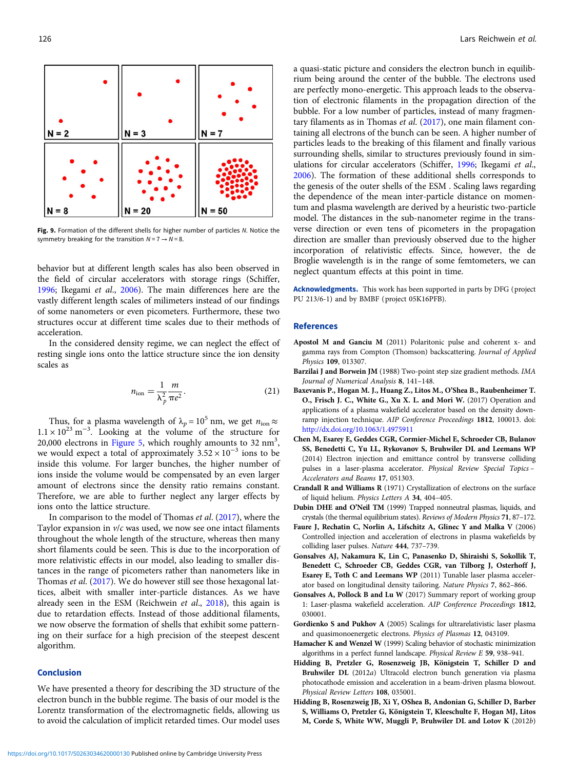Fig. 9. Formation of the different shells for higher number of particles $N$. Notice the symmetry breaking for the transition $N = 7 \rightarrow N = 8$.

behavior but at different length scales has also been observed in the field of circular accelerators with storage rings (Schiffer, 1996; Ikegami *et al*., 2006). The main differences here are the vastly different length scales of milimeters instead of our findings of some nanometers or even picometers. Furthermore, these two structures occur at different time scales due to their methods of acceleration.

In the considered density regime, we can neglect the effect of resting single ions onto the lattice structure since the ion density scales as

$$n_{\text{ion}} = \frac{1}{\lambda_p^2} \frac{m}{\pi e^2}. \tag{21}$$

Thus, for a plasma wavelength of $\lambda_p = 10^5$ nm, we get $n_{\text{ion}} \approx 1.1 \times 10^{23}$ m$^{-3}$. Looking at the volume of the structure for 20,000 electrons in Figure 5, which roughly amounts to 32 nm$^3$, we would expect a total of approximately $3.52 \times 10^{-3}$ ions to be inside this volume. For larger bunches, the higher number of ions inside the volume would be compensated by an even larger amount of electrons since the density ratio remains constant. Therefore, we are able to further neglect any larger effects by ions onto the lattice structure.

In comparison to the model of Thomas *et al*. (2017), where the Taylor expansion in $v/c$ was used, we now see one intact filaments throughout the whole length of the structure, whereas then many short filaments could be seen. This is due to the incorporation of more relativistic effects in our model, also leading to smaller distances in the range of picometers rather than nanometers like in Thomas *et al*. (2017). We do however still see those hexagonal lattices, albeit with smaller inter-particle distances. As we have already seen in the ESM (Reichwein *et al*., 2018), this again is due to retardation effects. Instead of those additional filaments, we now observe the formation of shells that exhibit some patterning on their surface for a high precision of the steepest descent algorithm.

## Conclusion

We have presented a theory for describing the 3D structure of the electron bunch in the bubble regime. The basis of our model is the Lorentz transformation of the electromagnetic fields, allowing us to avoid the calculation of implicit retarded times. Our model uses a quasi-static picture and considers the electron bunch in equilibrium being around the center of the bubble. The electrons used are perfectly mono-energetic. This approach leads to the observation of electronic filaments in the propagation direction of the bubble. For a low number of particles, instead of many fragmentary filaments as in Thomas *et al*. (2017), one main filament containing all electrons of the bunch can be seen. A higher number of particles leads to the breaking of this filament and finally various surrounding shells, similar to structures previously found in simulations for circular accelerators (Schiffer, 1996; Ikegami *et al*., 2006). The formation of these additional shells corresponds to the genesis of the outer shells of the ESM . Scaling laws regarding the dependence of the mean inter-particle distance on momentum and plasma wavelength are derived by a heuristic two-particle model. The distances in the sub-nanometer regime in the transverse direction or even tens of picometers in the propagation direction are smaller than previously observed due to the higher incorporation of relativistic effects. Since, however, the de Broglie wavelength is in the range of some femtometers, we can neglect quantum effects at this point in time.

**Acknowledgments.** This work has been supported in parts by DFG (project PU 213/6-1) and by BMBF (project 05K16PFB).

## References

**Apostol M and Ganciu M** (2011) Polaritonic pulse and coherent x- and gamma rays from Compton (Thomson) backscattering. *Journal of Applied Physics* **109**, 013307.

**Barzilai J and Borwein JM** (1988) Two-point step size gradient methods. *IMA Journal of Numerical Analysis* **8**, 141–148.

**Baxevanis P., Hogan M. J., Huang Z., Litos M., O'Shea B., Raubenheimer T. O., Frisch J. C., White G., Xu X. L. and Mori W.** (2017) Operation and applications of a plasma wakefield accelerator based on the density downramp injection technique. *AIP Conference Proceedings* **1812**, 100013. doi: http://dx.doi.org/10.1063/1.4975911

**Chen M, Esarey E, Geddes CGR, Cormier-Michel E, Schroeder CB, Bulanov SS, Benedetti C, Yu LL, Rykovanov S, Bruhwiler DL and Leemans WP** (2014) Electron injection and emittance control by transverse colliding pulses in a laser-plasma accelerator. *Physical Review Special Topics – Accelerators and Beams* **17**, 051303.

**Crandall R and Williams R** (1971) Crystallization of electrons on the surface of liquid helium. *Physics Letters A* **34**, 404–405.

**Dubin DHE and O'Neil TM** (1999) Trapped nonneutral plasmas, liquids, and crystals (the thermal equilibrium states). *Reviews of Modern Physics* **71**, 87–172.

**Faure J, Rechatin C, Norlin A, Lifschitz A, Glinec Y and Malka V** (2006) Controlled injection and acceleration of electrons in plasma wakefields by colliding laser pulses. *Nature* **444**, 737–739.

**Gonsalves AJ, Nakamura K, Lin C, Panasenko D, Shiraishi S, Sokollik T, Benedetti C, Schroeder CB, Geddes CGR, van Tilborg J, Osterhoff J, Esarey E, Toth C and Leemans WP** (2011) Tunable laser plasma accelerator based on longitudinal density tailoring. *Nature Physics* **7**, 862–866.

**Gonsalves A, Pollock B and Lu W** (2017) Summary report of working group 1: Laser-plasma wakefield acceleration. *AIP Conference Proceedings* **1812**, 030001.

**Gordienko S and Pukhov A** (2005) Scalings for ultrarelativistic laser plasma and quasimonoenergetic electrons. *Physics of Plasmas* **12**, 043109.

**Hamacher K and Wenzel W** (1999) Scaling behavior of stochastic minimization algorithms in a perfect funnel landscape. *Physical Review E* **59**, 938–941.

**Hidding B, Pretzler G, Rosenzweig JB, Königstein T, Schiller D and Bruhwiler DL** (2012*a*) Ultracold electron bunch generation via plasma photocathode emission and acceleration in a beam-driven plasma blowout. *Physical Review Letters* **108**, 035001.

**Hidding B, Rosenzweig JB, Xi Y, OShea B, Andonian G, Schiller D, Barber S, Williams O, Pretzler G, Königstein T, Kleeschulte F, Hogan MJ, Litos M, Corde S, White WW, Muggli P, Bruhwiler DL and Lotov K** (2012*b*)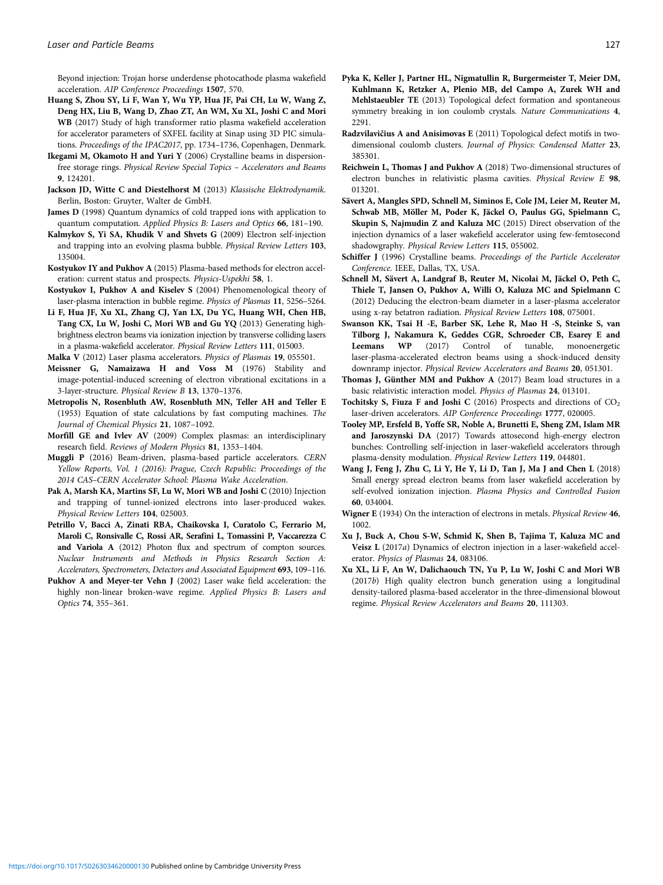Beyond injection: Trojan horse underdense photocathode plasma wakefield acceleration. *AIP Conference Proceedings* **1507**, 570.

**Huang S, Zhou SY, Li F, Wan Y, Wu YP, Hua JF, Pai CH, Lu W, Wang Z, Deng HX, Liu B, Wang D, Zhao ZT, An WM, Xu XL, Joshi C and Mori WB** (2017) Study of high transformer ratio plasma wakefield acceleration for accelerator parameters of SXFEL facility at Sinap using 3D PIC simulations. *Proceedings of the IPAC2017*, pp. 1734–1736, Copenhagen, Denmark.

**Ikegami M, Okamoto H and Yuri Y** (2006) Crystalline beams in dispersion-free storage rings. *Physical Review Special Topics – Accelerators and Beams* **9**, 124201.

**Jackson JD, Witte C and Diestelhorst M** (2013) *Klassische Elektrodynamik*. Berlin, Boston: Gruyter, Walter de GmbH.

**James D** (1998) Quantum dynamics of cold trapped ions with application to quantum computation. *Applied Physics B: Lasers and Optics* **66**, 181–190.

**Kalmykov S, Yi SA, Khudik V and Shvets G** (2009) Electron self-injection and trapping into an evolving plasma bubble. *Physical Review Letters* **103**, 135004.

**Kostyukov IY and Pukhov A** (2015) Plasma-based methods for electron acceleration: current status and prospects. *Physics-Uspekhi* **58**, 1.

**Kostyukov I, Pukhov A and Kiselev S** (2004) Phenomenological theory of laser-plasma interaction in bubble regime. *Physics of Plasmas* **11**, 5256–5264.

**Li F, Hua JF, Xu XL, Zhang CJ, Yan LX, Du YC, Huang WH, Chen HB, Tang CX, Lu W, Joshi C, Mori WB and Gu YQ** (2013) Generating high-brightness electron beams via ionization injection by transverse colliding lasers in a plasma-wakefield accelerator. *Physical Review Letters* **111**, 015003.

**Malka V** (2012) Laser plasma accelerators. *Physics of Plasmas* **19**, 055501.

**Meissner G, Namaizawa H and Voss M** (1976) Stability and image-potential-induced screening of electron vibrational excitations in a 3-layer-structure. *Physical Review B* **13**, 1370–1376.

**Metropolis N, Rosenbluth AW, Rosenbluth MN, Teller AH and Teller E** (1953) Equation of state calculations by fast computing machines. *The Journal of Chemical Physics* **21**, 1087–1092.

**Morfill GE and Ivlev AV** (2009) Complex plasmas: an interdisciplinary research field. *Reviews of Modern Physics* **81**, 1353–1404.

**Muggli P** (2016) Beam-driven, plasma-based particle accelerators. *CERN Yellow Reports, Vol. 1 (2016): Prague, Czech Republic: Proceedings of the 2014 CAS–CERN Accelerator School: Plasma Wake Acceleration.*

**Pak A, Marsh KA, Martins SF, Lu W, Mori WB and Joshi C** (2010) Injection and trapping of tunnel-ionized electrons into laser-produced wakes. *Physical Review Letters* **104**, 025003.

**Petrillo V, Bacci A, Zinati RBA, Chaikovska I, Curatolo C, Ferrario M, Maroli C, Ronsivalle C, Rossi AR, Serafini L, Tomassini P, Vaccarezza C and Variola A** (2012) Photon flux and spectrum of compton sources. *Nuclear Instruments and Methods in Physics Research Section A: Accelerators, Spectrometers, Detectors and Associated Equipment* **693**, 109–116.

**Pukhov A and Meyer-ter Vehn J** (2002) Laser wake field acceleration: the highly non-linear broken-wave regime. *Applied Physics B: Lasers and Optics* **74**, 355–361.

**Pyka K, Keller J, Partner HL, Nigmatullin R, Burgermeister T, Meier DM, Kuhlmann K, Retzker A, Plenio MB, del Campo A, Zurek WH and Mehlstaeubler TE** (2013) Topological defect formation and spontaneous symmetry breaking in ion coulomb crystals. *Nature Communications* **4**, 2291.

**Radzvilavičius A and Anisimovas E** (2011) Topological defect motifs in two-dimensional coulomb clusters. *Journal of Physics: Condensed Matter* **23**, 385301.

**Reichwein L, Thomas J and Pukhov A** (2018) Two-dimensional structures of electron bunches in relativistic plasma cavities. *Physical Review E* **98**, 013201.

**Sävert A, Mangles SPD, Schnell M, Siminos E, Cole JM, Leier M, Reuter M, Schwab MB, Möller M, Poder K, Jäckel O, Paulus GG, Spielmann C, Skupin S, Najmudin Z and Kaluza MC** (2015) Direct observation of the injection dynamics of a laser wakefield accelerator using few-femtosecond shadowgraphy. *Physical Review Letters* **115**, 055002.

**Schiffer J** (1996) Crystalline beams. *Proceedings of the Particle Accelerator Conference*. IEEE, Dallas, TX, USA.

**Schnell M, Sävert A, Landgraf B, Reuter M, Nicolai M, Jäckel O, Peth C, Thiele T, Jansen O, Pukhov A, Willi O, Kaluza MC and Spielmann C** (2012) Deducing the electron-beam diameter in a laser-plasma accelerator using x-ray betatron radiation. *Physical Review Letters* **108**, 075001.

**Swanson KK, Tsai H -E, Barber SK, Lehe R, Mao H -S, Steinke S, van Tilborg J, Nakamura K, Geddes CGR, Schroeder CB, Esarey E and Leemans WP** (2017) Control of tunable, monoenergetic laser-plasma-accelerated electron beams using a shock-induced density downramp injector. *Physical Review Accelerators and Beams* **20**, 051301.

**Thomas J, Günther MM and Pukhov A** (2017) Beam load structures in a basic relativistic interaction model. *Physics of Plasmas* **24**, 013101.

**Tochitsky S, Fiuza F and Joshi C** (2016) Prospects and directions of $CO_2$ laser-driven accelerators. *AIP Conference Proceedings* **1777**, 020005.

**Tooley MP, Ersfeld B, Yoffe SR, Noble A, Brunetti E, Sheng ZM, Islam MR and Jaroszynski DA** (2017) Towards attosecond high-energy electron bunches: Controlling self-injection in laser-wakefield accelerators through plasma-density modulation. *Physical Review Letters* **119**, 044801.

**Wang J, Feng J, Zhu C, Li Y, He Y, Li D, Tan J, Ma J and Chen L** (2018) Small energy spread electron beams from laser wakefield acceleration by self-evolved ionization injection. *Plasma Physics and Controlled Fusion* **60**, 034004.

**Wigner E** (1934) On the interaction of electrons in metals. *Physical Review* **46**, 1002.

**Xu J, Buck A, Chou S-W, Schmid K, Shen B, Tajima T, Kaluza MC and Veisz L** (2017*a*) Dynamics of electron injection in a laser-wakefield accelerator. *Physics of Plasmas* **24**, 083106.

**Xu XL, Li F, An W, Dalichaouch TN, Yu P, Lu W, Joshi C and Mori WB** (2017*b*) High quality electron bunch generation using a longitudinal density-tailored plasma-based accelerator in the three-dimensional blowout regime. *Physical Review Accelerators and Beams* **20**, 111303.